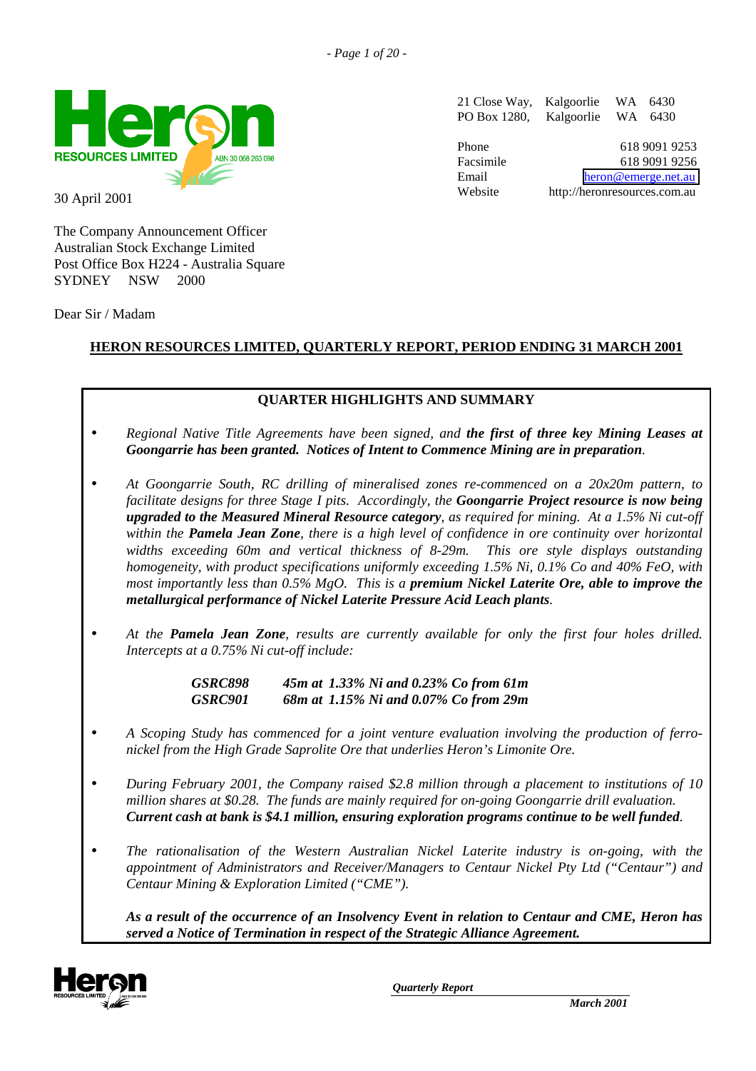**Heron RESOURCES LIMITED** ABN 30 068 263 098

21 Close Way, Kalgoorlie WA 6430
PO Box 1280, Kalgoorlie WA 6430

Phone 618 9091 9253
Facsimile 618 9091 9256
Email heron@emerge.net.au
Website http://heronresources.com.au

30 April 2001

The Company Announcement Officer
Australian Stock Exchange Limited
Post Office Box H224 - Australia Square
SYDNEY NSW 2000

Dear Sir / Madam

## HERON RESOURCES LIMITED, QUARTERLY REPORT, PERIOD ENDING 31 MARCH 2001

### QUARTER HIGHLIGHTS AND SUMMARY

- *Regional Native Title Agreements have been signed, and* ***the first of three key Mining Leases at Goongarrie has been granted. Notices of Intent to Commence Mining are in preparation****.*

- *At Goongarrie South, RC drilling of mineralised zones re-commenced on a 20x20m pattern, to facilitate designs for three Stage I pits. Accordingly, the* ***Goongarrie Project resource is now being upgraded to the Measured Mineral Resource category****, as required for mining. At a 1.5% Ni cut-off within the* ***Pamela Jean Zone****, there is a high level of confidence in ore continuity over horizontal widths exceeding 60m and vertical thickness of 8-29m. This ore style displays outstanding homogeneity, with product specifications uniformly exceeding 1.5% Ni, 0.1% Co and 40% FeO, with most importantly less than 0.5% MgO. This is a* ***premium Nickel Laterite Ore, able to improve the metallurgical performance of Nickel Laterite Pressure Acid Leach plants****.*

- *At the* ***Pamela Jean Zone****, results are currently available for only the first four holes drilled. Intercepts at a 0.75% Ni cut-off include:*

  | | |
  |---|---|
  | ***GSRC898*** | ***45m at 1.33% Ni and 0.23% Co from 61m*** |
  | ***GSRC901*** | ***68m at 1.15% Ni and 0.07% Co from 29m*** |

- *A Scoping Study has commenced for a joint venture evaluation involving the production of ferro-nickel from the High Grade Saprolite Ore that underlies Heron's Limonite Ore.*

- *During February 2001, the Company raised $2.8 million through a placement to institutions of 10 million shares at $0.28. The funds are mainly required for on-going Goongarrie drill evaluation.* ***Current cash at bank is $4.1 million, ensuring exploration programs continue to be well funded****.*

- *The rationalisation of the Western Australian Nickel Laterite industry is on-going, with the appointment of Administrators and Receiver/Managers to Centaur Nickel Pty Ltd ("Centaur") and Centaur Mining & Exploration Limited ("CME").*

  ***As a result of the occurrence of an Insolvency Event in relation to Centaur and CME, Heron has served a Notice of Termination in respect of the Strategic Alliance Agreement.***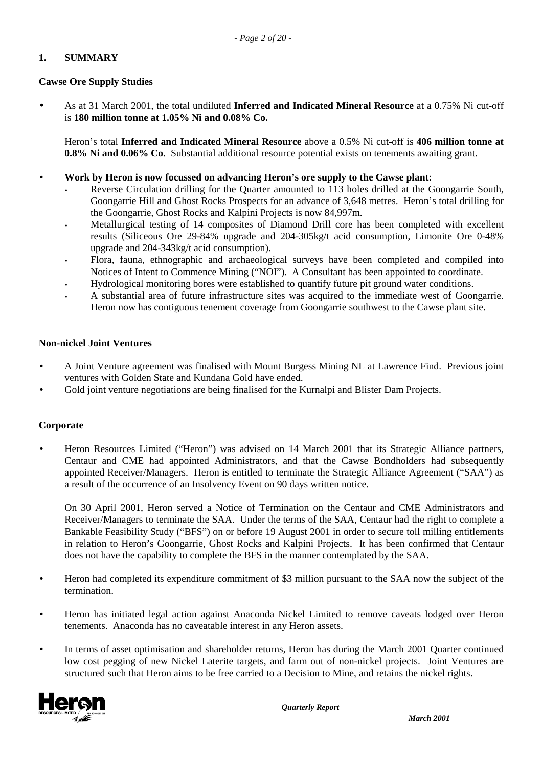## 1. SUMMARY

### Cawse Ore Supply Studies

- As at 31 March 2001, the total undiluted **Inferred and Indicated Mineral Resource** at a 0.75% Ni cut-off is **180 million tonne at 1.05% Ni and 0.08% Co.**

  Heron's total **Inferred and Indicated Mineral Resource** above a 0.5% Ni cut-off is **406 million tonne at 0.8% Ni and 0.06% Co**. Substantial additional resource potential exists on tenements awaiting grant.

- **Work by Heron is now focussed on advancing Heron's ore supply to the Cawse plant**:
  - Reverse Circulation drilling for the Quarter amounted to 113 holes drilled at the Goongarrie South, Goongarrie Hill and Ghost Rocks Prospects for an advance of 3,648 metres. Heron's total drilling for the Goongarrie, Ghost Rocks and Kalpini Projects is now 84,997m.
  - Metallurgical testing of 14 composites of Diamond Drill core has been completed with excellent results (Siliceous Ore 29-84% upgrade and 204-305kg/t acid consumption, Limonite Ore 0-48% upgrade and 204-343kg/t acid consumption).
  - Flora, fauna, ethnographic and archaeological surveys have been completed and compiled into Notices of Intent to Commence Mining ("NOI"). A Consultant has been appointed to coordinate.
  - Hydrological monitoring bores were established to quantify future pit ground water conditions.
  - A substantial area of future infrastructure sites was acquired to the immediate west of Goongarrie. Heron now has contiguous tenement coverage from Goongarrie southwest to the Cawse plant site.

### Non-nickel Joint Ventures

- A Joint Venture agreement was finalised with Mount Burgess Mining NL at Lawrence Find. Previous joint ventures with Golden State and Kundana Gold have ended.
- Gold joint venture negotiations are being finalised for the Kurnalpi and Blister Dam Projects.

### Corporate

- Heron Resources Limited ("Heron") was advised on 14 March 2001 that its Strategic Alliance partners, Centaur and CME had appointed Administrators, and that the Cawse Bondholders had subsequently appointed Receiver/Managers. Heron is entitled to terminate the Strategic Alliance Agreement ("SAA") as a result of the occurrence of an Insolvency Event on 90 days written notice.

  On 30 April 2001, Heron served a Notice of Termination on the Centaur and CME Administrators and Receiver/Managers to terminate the SAA. Under the terms of the SAA, Centaur had the right to complete a Bankable Feasibility Study ("BFS") on or before 19 August 2001 in order to secure toll milling entitlements in relation to Heron's Goongarrie, Ghost Rocks and Kalpini Projects. It has been confirmed that Centaur does not have the capability to complete the BFS in the manner contemplated by the SAA.

- Heron had completed its expenditure commitment of \$3 million pursuant to the SAA now the subject of the termination.

- Heron has initiated legal action against Anaconda Nickel Limited to remove caveats lodged over Heron tenements. Anaconda has no caveatable interest in any Heron assets.

- In terms of asset optimisation and shareholder returns, Heron has during the March 2001 Quarter continued low cost pegging of new Nickel Laterite targets, and farm out of non-nickel projects. Joint Ventures are structured such that Heron aims to be free carried to a Decision to Mine, and retains the nickel rights.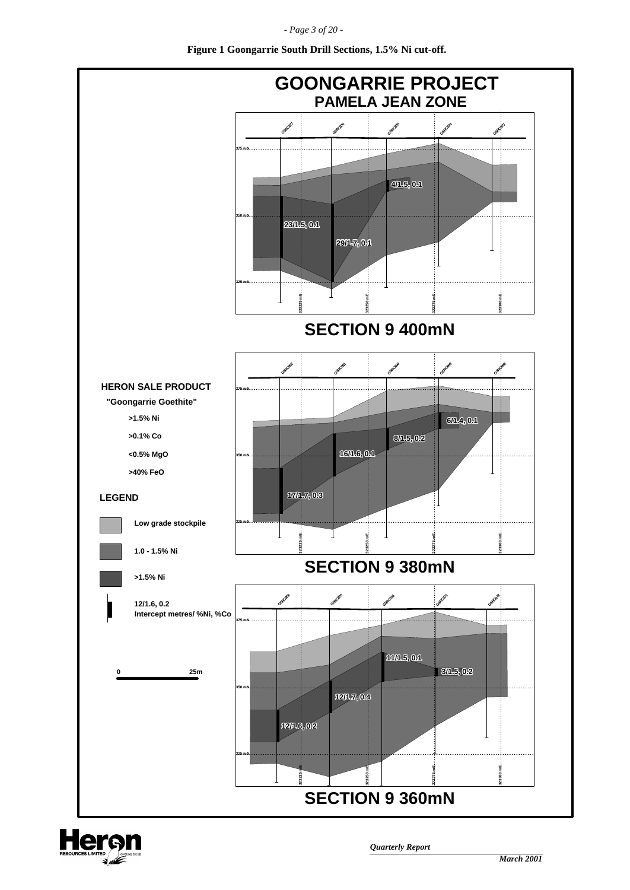**Figure 1 Goongarrie South Drill Sections, 1.5% Ni cut-off.**

# GOONGARRIE PROJECT

## PAMELA JEAN ZONE

**HERON SALE PRODUCT**

**"Goongarrie Goethite"**

- >1.5% Ni
- >0.1% Co
- <0.5% MgO
- >40% FeO

**LEGEND**

- Low grade stockpile
- 1.0 - 1.5% Ni
- >1.5% Ni
- 12/1.6, 0.2 Intercept metres/ %Ni, %Co

0 25m

### SECTION 9 400mN

4/1.5, 0.1
23/1.5, 0.1
29/1.7, 0.1

### SECTION 9 380mN

6/1.4, 0.1
8/1.5, 0.2
16/1.6, 0.1
17/1.7, 0.3

### SECTION 9 360mN

11/1.5, 0.1
3/1.5, 0.2
12/1.7, 0.4
12/1.6, 0.2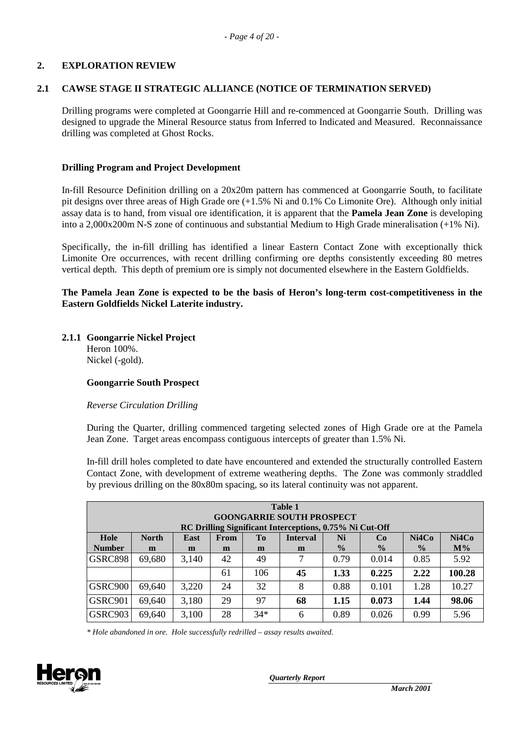## 2. EXPLORATION REVIEW

### 2.1 CAWSE STAGE II STRATEGIC ALLIANCE (NOTICE OF TERMINATION SERVED)

Drilling programs were completed at Goongarrie Hill and re-commenced at Goongarrie South. Drilling was designed to upgrade the Mineral Resource status from Inferred to Indicated and Measured. Reconnaissance drilling was completed at Ghost Rocks.

**Drilling Program and Project Development**

In-fill Resource Definition drilling on a 20x20m pattern has commenced at Goongarrie South, to facilitate pit designs over three areas of High Grade ore (+1.5% Ni and 0.1% Co Limonite Ore). Although only initial assay data is to hand, from visual ore identification, it is apparent that the **Pamela Jean Zone** is developing into a 2,000x200m N-S zone of continuous and substantial Medium to High Grade mineralisation (+1% Ni).

Specifically, the in-fill drilling has identified a linear Eastern Contact Zone with exceptionally thick Limonite Ore occurrences, with recent drilling confirming ore depths consistently exceeding 80 metres vertical depth. This depth of premium ore is simply not documented elsewhere in the Eastern Goldfields.

**The Pamela Jean Zone is expected to be the basis of Heron's long-term cost-competitiveness in the Eastern Goldfields Nickel Laterite industry.**

#### 2.1.1 Goongarrie Nickel Project

Heron 100%.
Nickel (-gold).

**Goongarrie South Prospect**

*Reverse Circulation Drilling*

During the Quarter, drilling commenced targeting selected zones of High Grade ore at the Pamela Jean Zone. Target areas encompass contiguous intercepts of greater than 1.5% Ni.

In-fill drill holes completed to date have encountered and extended the structurally controlled Eastern Contact Zone, with development of extreme weathering depths. The Zone was commonly straddled by previous drilling on the 80x80m spacing, so its lateral continuity was not apparent.

**Table 1**
**GOONGARRIE SOUTH PROSPECT**
**RC Drilling Significant Interceptions, 0.75% Ni Cut-Off**

| Hole Number | North m | East m | From m | To m | Interval m | Ni % | Co % | Ni4Co % | Ni4Co M% |
|---|---|---|---|---|---|---|---|---|---|
| GSRC898 | 69,680 | 3,140 | 42 | 49 | 7 | 0.79 | 0.014 | 0.85 | 5.92 |
| | | | 61 | 106 | **45** | **1.33** | **0.225** | **2.22** | **100.28** |
| GSRC900 | 69,640 | 3,220 | 24 | 32 | 8 | 0.88 | 0.101 | 1.28 | 10.27 |
| GSRC901 | 69,640 | 3,180 | 29 | 97 | **68** | **1.15** | **0.073** | **1.44** | **98.06** |
| GSRC903 | 69,640 | 3,100 | 28 | 34* | 6 | 0.89 | 0.026 | 0.99 | 5.96 |

*\* Hole abandoned in ore. Hole successfully redrilled – assay results awaited.*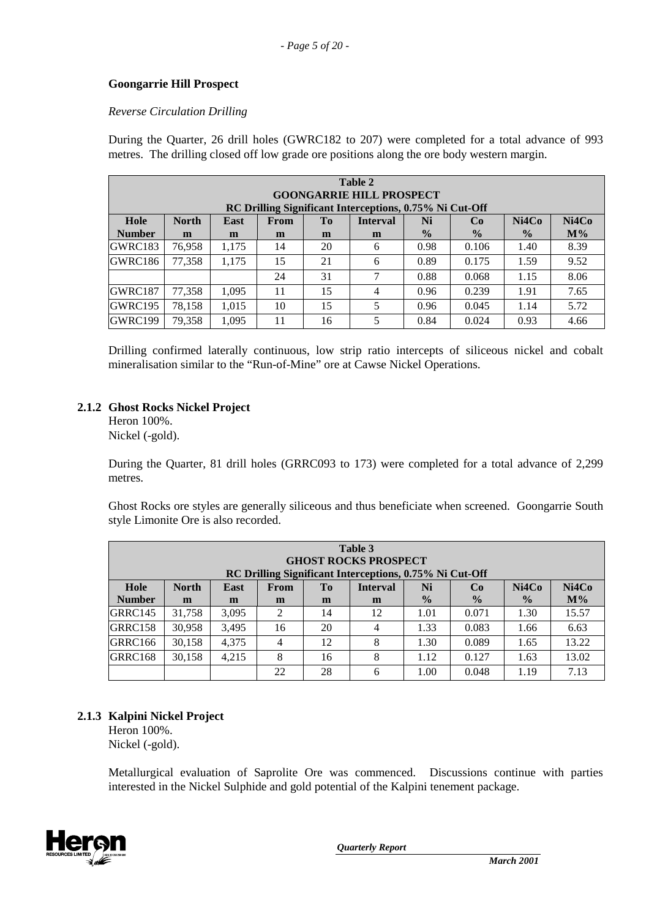### Goongarrie Hill Prospect

*Reverse Circulation Drilling*

During the Quarter, 26 drill holes (GWRC182 to 207) were completed for a total advance of 993 metres. The drilling closed off low grade ore positions along the ore body western margin.

**Table 2**
**GOONGARRIE HILL PROSPECT**
**RC Drilling Significant Interceptions, 0.75% Ni Cut-Off**

| Hole Number | North m | East m | From m | To m | Interval m | Ni % | Co % | Ni4Co % | Ni4Co M% |
|---|---|---|---|---|---|---|---|---|---|
| GWRC183 | 76,958 | 1,175 | 14 | 20 | 6 | 0.98 | 0.106 | 1.40 | 8.39 |
| GWRC186 | 77,358 | 1,175 | 15 | 21 | 6 | 0.89 | 0.175 | 1.59 | 9.52 |
| | | | 24 | 31 | 7 | 0.88 | 0.068 | 1.15 | 8.06 |
| GWRC187 | 77,358 | 1,095 | 11 | 15 | 4 | 0.96 | 0.239 | 1.91 | 7.65 |
| GWRC195 | 78,158 | 1,015 | 10 | 15 | 5 | 0.96 | 0.045 | 1.14 | 5.72 |
| GWRC199 | 79,358 | 1,095 | 11 | 16 | 5 | 0.84 | 0.024 | 0.93 | 4.66 |

Drilling confirmed laterally continuous, low strip ratio intercepts of siliceous nickel and cobalt mineralisation similar to the "Run-of-Mine" ore at Cawse Nickel Operations.

### 2.1.2 Ghost Rocks Nickel Project

Heron 100%.
Nickel (-gold).

During the Quarter, 81 drill holes (GRRC093 to 173) were completed for a total advance of 2,299 metres.

Ghost Rocks ore styles are generally siliceous and thus beneficiate when screened. Goongarrie South style Limonite Ore is also recorded.

**Table 3**
**GHOST ROCKS PROSPECT**
**RC Drilling Significant Interceptions, 0.75% Ni Cut-Off**

| Hole Number | North m | East m | From m | To m | Interval m | Ni % | Co % | Ni4Co % | Ni4Co M% |
|---|---|---|---|---|---|---|---|---|---|
| GRRC145 | 31,758 | 3,095 | 2 | 14 | 12 | 1.01 | 0.071 | 1.30 | 15.57 |
| GRRC158 | 30,958 | 3,495 | 16 | 20 | 4 | 1.33 | 0.083 | 1.66 | 6.63 |
| GRRC166 | 30,158 | 4,375 | 4 | 12 | 8 | 1.30 | 0.089 | 1.65 | 13.22 |
| GRRC168 | 30,158 | 4,215 | 8 | 16 | 8 | 1.12 | 0.127 | 1.63 | 13.02 |
| | | | 22 | 28 | 6 | 1.00 | 0.048 | 1.19 | 7.13 |

### 2.1.3 Kalpini Nickel Project

Heron 100%.
Nickel (-gold).

Metallurgical evaluation of Saprolite Ore was commenced. Discussions continue with parties interested in the Nickel Sulphide and gold potential of the Kalpini tenement package.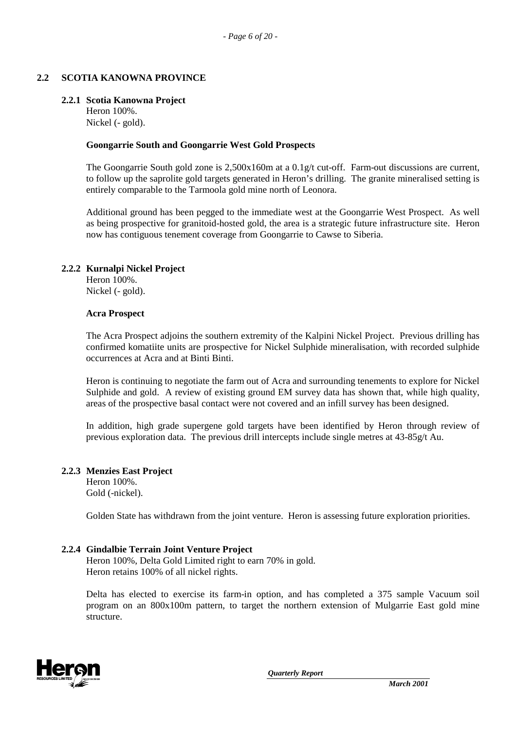## 2.2 SCOTIA KANOWNA PROVINCE

### 2.2.1 Scotia Kanowna Project

Heron 100%.
Nickel (- gold).

**Goongarrie South and Goongarrie West Gold Prospects**

The Goongarrie South gold zone is 2,500x160m at a 0.1g/t cut-off. Farm-out discussions are current, to follow up the saprolite gold targets generated in Heron's drilling. The granite mineralised setting is entirely comparable to the Tarmoola gold mine north of Leonora.

Additional ground has been pegged to the immediate west at the Goongarrie West Prospect. As well as being prospective for granitoid-hosted gold, the area is a strategic future infrastructure site. Heron now has contiguous tenement coverage from Goongarrie to Cawse to Siberia.

### 2.2.2 Kurnalpi Nickel Project

Heron 100%.
Nickel (- gold).

**Acra Prospect**

The Acra Prospect adjoins the southern extremity of the Kalpini Nickel Project. Previous drilling has confirmed komatiite units are prospective for Nickel Sulphide mineralisation, with recorded sulphide occurrences at Acra and at Binti Binti.

Heron is continuing to negotiate the farm out of Acra and surrounding tenements to explore for Nickel Sulphide and gold. A review of existing ground EM survey data has shown that, while high quality, areas of the prospective basal contact were not covered and an infill survey has been designed.

In addition, high grade supergene gold targets have been identified by Heron through review of previous exploration data. The previous drill intercepts include single metres at 43-85g/t Au.

### 2.2.3 Menzies East Project

Heron 100%.
Gold (-nickel).

Golden State has withdrawn from the joint venture. Heron is assessing future exploration priorities.

### 2.2.4 Gindalbie Terrain Joint Venture Project

Heron 100%, Delta Gold Limited right to earn 70% in gold.
Heron retains 100% of all nickel rights.

Delta has elected to exercise its farm-in option, and has completed a 375 sample Vacuum soil program on an 800x100m pattern, to target the northern extension of Mulgarrie East gold mine structure.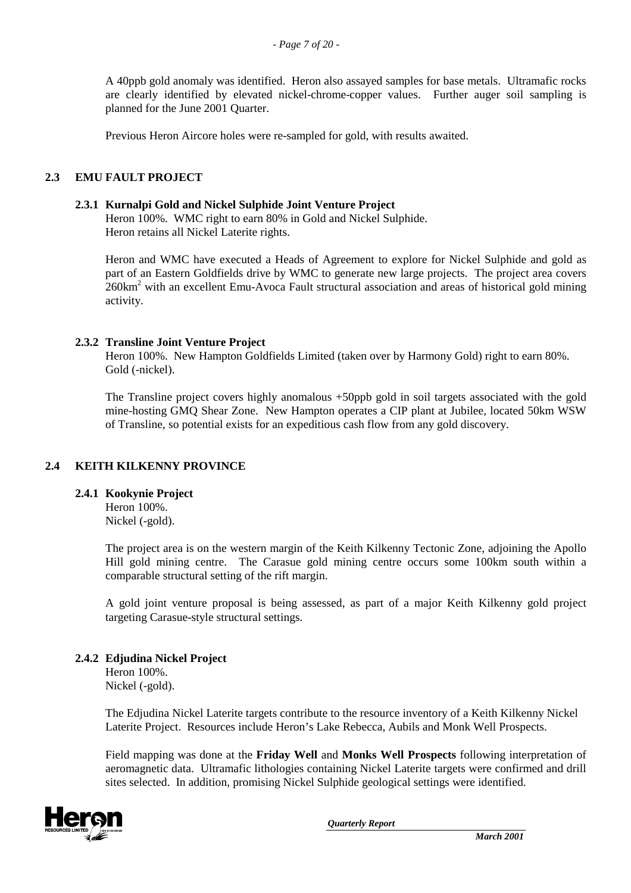A 40ppb gold anomaly was identified. Heron also assayed samples for base metals. Ultramafic rocks are clearly identified by elevated nickel-chrome-copper values. Further auger soil sampling is planned for the June 2001 Quarter.

Previous Heron Aircore holes were re-sampled for gold, with results awaited.

## 2.3 EMU FAULT PROJECT

### 2.3.1 Kurnalpi Gold and Nickel Sulphide Joint Venture Project

Heron 100%. WMC right to earn 80% in Gold and Nickel Sulphide.
Heron retains all Nickel Laterite rights.

Heron and WMC have executed a Heads of Agreement to explore for Nickel Sulphide and gold as part of an Eastern Goldfields drive by WMC to generate new large projects. The project area covers $260km^2$ with an excellent Emu-Avoca Fault structural association and areas of historical gold mining activity.

### 2.3.2 Transline Joint Venture Project

Heron 100%. New Hampton Goldfields Limited (taken over by Harmony Gold) right to earn 80%.
Gold (-nickel).

The Transline project covers highly anomalous +50ppb gold in soil targets associated with the gold mine-hosting GMQ Shear Zone. New Hampton operates a CIP plant at Jubilee, located 50km WSW of Transline, so potential exists for an expeditious cash flow from any gold discovery.

## 2.4 KEITH KILKENNY PROVINCE

### 2.4.1 Kookynie Project

Heron 100%.
Nickel (-gold).

The project area is on the western margin of the Keith Kilkenny Tectonic Zone, adjoining the Apollo Hill gold mining centre. The Carasue gold mining centre occurs some 100km south within a comparable structural setting of the rift margin.

A gold joint venture proposal is being assessed, as part of a major Keith Kilkenny gold project targeting Carasue-style structural settings.

### 2.4.2 Edjudina Nickel Project

Heron 100%.
Nickel (-gold).

The Edjudina Nickel Laterite targets contribute to the resource inventory of a Keith Kilkenny Nickel Laterite Project. Resources include Heron's Lake Rebecca, Aubils and Monk Well Prospects.

Field mapping was done at the **Friday Well** and **Monks Well Prospects** following interpretation of aeromagnetic data. Ultramafic lithologies containing Nickel Laterite targets were confirmed and drill sites selected. In addition, promising Nickel Sulphide geological settings were identified.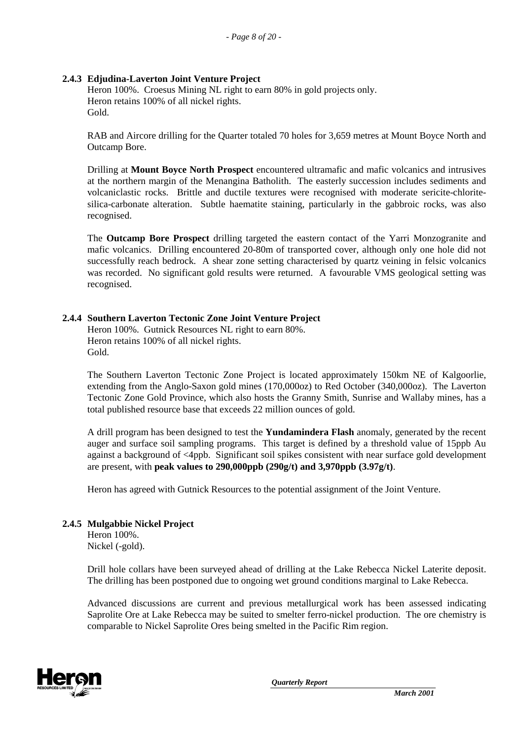### 2.4.3 Edjudina-Laverton Joint Venture Project

Heron 100%. Croesus Mining NL right to earn 80% in gold projects only.
Heron retains 100% of all nickel rights.
Gold.

RAB and Aircore drilling for the Quarter totaled 70 holes for 3,659 metres at Mount Boyce North and Outcamp Bore.

Drilling at **Mount Boyce North Prospect** encountered ultramafic and mafic volcanics and intrusives at the northern margin of the Menangina Batholith. The easterly succession includes sediments and volcaniclastic rocks. Brittle and ductile textures were recognised with moderate sericite-chlorite-silica-carbonate alteration. Subtle haematite staining, particularly in the gabbroic rocks, was also recognised.

The **Outcamp Bore Prospect** drilling targeted the eastern contact of the Yarri Monzogranite and mafic volcanics. Drilling encountered 20-80m of transported cover, although only one hole did not successfully reach bedrock. A shear zone setting characterised by quartz veining in felsic volcanics was recorded. No significant gold results were returned. A favourable VMS geological setting was recognised.

### 2.4.4 Southern Laverton Tectonic Zone Joint Venture Project

Heron 100%. Gutnick Resources NL right to earn 80%.
Heron retains 100% of all nickel rights.
Gold.

The Southern Laverton Tectonic Zone Project is located approximately 150km NE of Kalgoorlie, extending from the Anglo-Saxon gold mines (170,000oz) to Red October (340,000oz). The Laverton Tectonic Zone Gold Province, which also hosts the Granny Smith, Sunrise and Wallaby mines, has a total published resource base that exceeds 22 million ounces of gold.

A drill program has been designed to test the **Yundamindera Flash** anomaly, generated by the recent auger and surface soil sampling programs. This target is defined by a threshold value of 15ppb Au against a background of <4ppb. Significant soil spikes consistent with near surface gold development are present, with **peak values to 290,000ppb (290g/t) and 3,970ppb (3.97g/t)**.

Heron has agreed with Gutnick Resources to the potential assignment of the Joint Venture.

### 2.4.5 Mulgabbie Nickel Project

Heron 100%.
Nickel (-gold).

Drill hole collars have been surveyed ahead of drilling at the Lake Rebecca Nickel Laterite deposit. The drilling has been postponed due to ongoing wet ground conditions marginal to Lake Rebecca.

Advanced discussions are current and previous metallurgical work has been assessed indicating Saprolite Ore at Lake Rebecca may be suited to smelter ferro-nickel production. The ore chemistry is comparable to Nickel Saprolite Ores being smelted in the Pacific Rim region.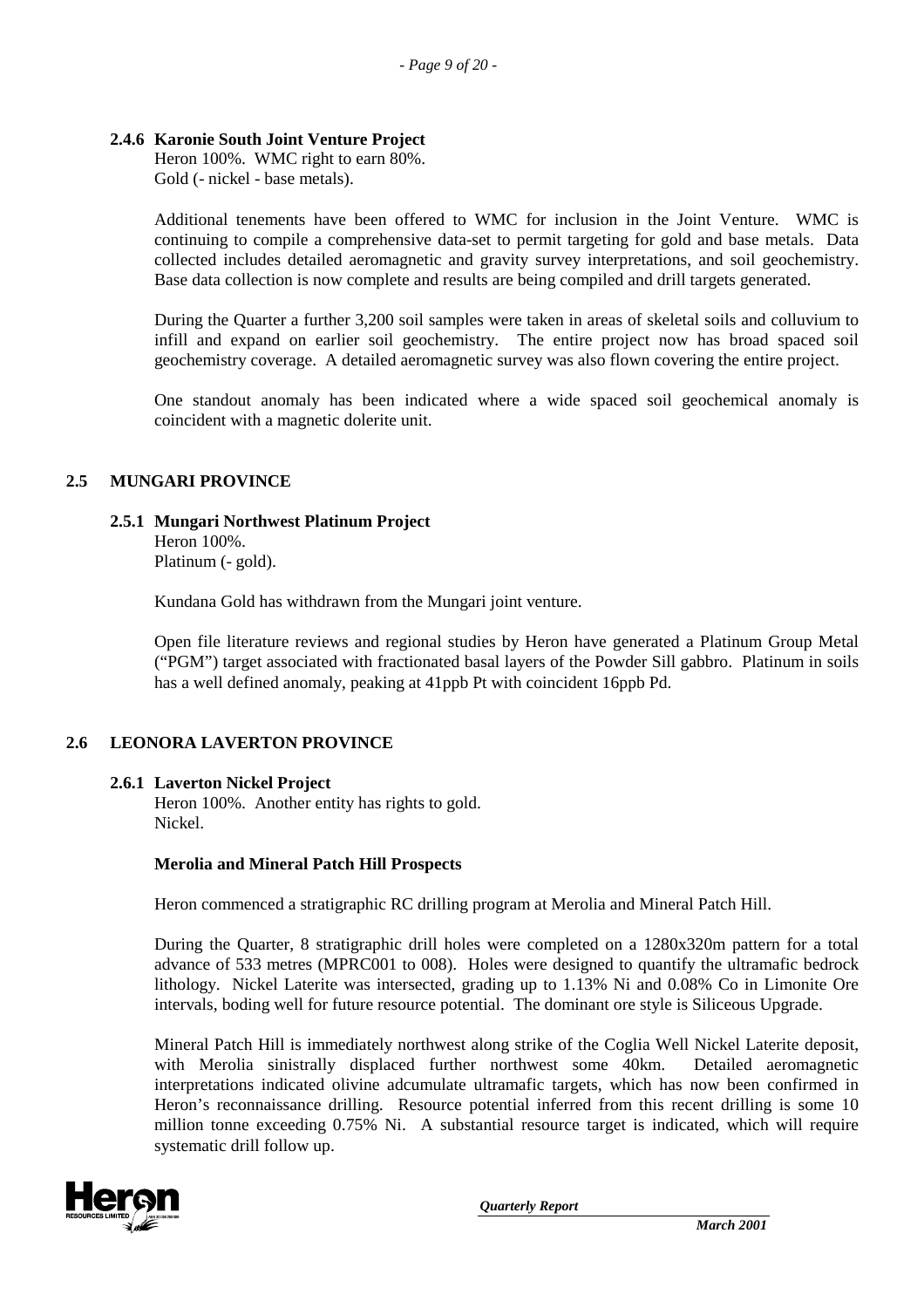#### 2.4.6 Karonie South Joint Venture Project

Heron 100%. WMC right to earn 80%.
Gold (- nickel - base metals).

Additional tenements have been offered to WMC for inclusion in the Joint Venture. WMC is continuing to compile a comprehensive data-set to permit targeting for gold and base metals. Data collected includes detailed aeromagnetic and gravity survey interpretations, and soil geochemistry. Base data collection is now complete and results are being compiled and drill targets generated.

During the Quarter a further 3,200 soil samples were taken in areas of skeletal soils and colluvium to infill and expand on earlier soil geochemistry. The entire project now has broad spaced soil geochemistry coverage. A detailed aeromagnetic survey was also flown covering the entire project.

One standout anomaly has been indicated where a wide spaced soil geochemical anomaly is coincident with a magnetic dolerite unit.

### 2.5 MUNGARI PROVINCE

#### 2.5.1 Mungari Northwest Platinum Project

Heron 100%.
Platinum (- gold).

Kundana Gold has withdrawn from the Mungari joint venture.

Open file literature reviews and regional studies by Heron have generated a Platinum Group Metal ("PGM") target associated with fractionated basal layers of the Powder Sill gabbro. Platinum in soils has a well defined anomaly, peaking at 41ppb Pt with coincident 16ppb Pd.

### 2.6 LEONORA LAVERTON PROVINCE

#### 2.6.1 Laverton Nickel Project

Heron 100%. Another entity has rights to gold.
Nickel.

**Merolia and Mineral Patch Hill Prospects**

Heron commenced a stratigraphic RC drilling program at Merolia and Mineral Patch Hill.

During the Quarter, 8 stratigraphic drill holes were completed on a 1280x320m pattern for a total advance of 533 metres (MPRC001 to 008). Holes were designed to quantify the ultramafic bedrock lithology. Nickel Laterite was intersected, grading up to 1.13% Ni and 0.08% Co in Limonite Ore intervals, boding well for future resource potential. The dominant ore style is Siliceous Upgrade.

Mineral Patch Hill is immediately northwest along strike of the Coglia Well Nickel Laterite deposit, with Merolia sinistrally displaced further northwest some 40km. Detailed aeromagnetic interpretations indicated olivine adcumulate ultramafic targets, which has now been confirmed in Heron's reconnaissance drilling. Resource potential inferred from this recent drilling is some 10 million tonne exceeding 0.75% Ni. A substantial resource target is indicated, which will require systematic drill follow up.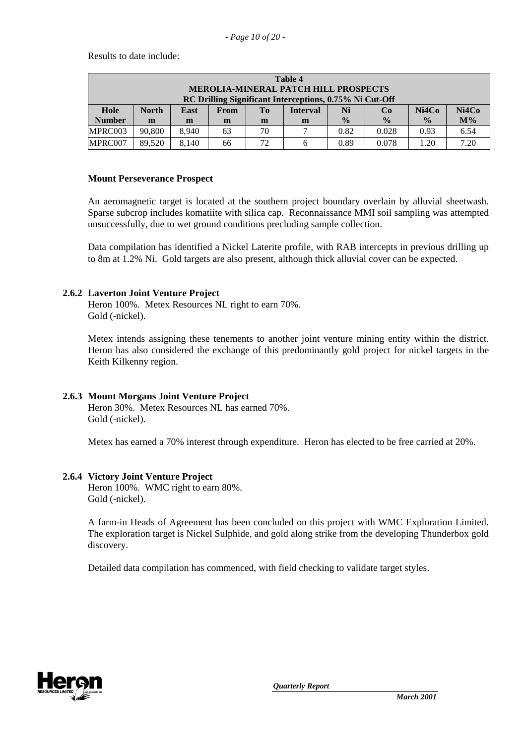Results to date include:

| Table 4 MEROLIA-MINERAL PATCH HILL PROSPECTS RC Drilling Significant Interceptions, 0.75% Ni Cut-Off | | | | | | | | | |
|---|---|---|---|---|---|---|---|---|---|
| Hole Number | North m | East m | From m | To m | Interval m | Ni % | Co % | Ni4Co % | Ni4Co M% |
| MPRC003 | 90,800 | 8,940 | 63 | 70 | 7 | 0.82 | 0.028 | 0.93 | 6.54 |
| MPRC007 | 89,520 | 8,140 | 66 | 72 | 6 | 0.89 | 0.078 | 1.20 | 7.20 |

**Mount Perseverance Prospect**

An aeromagnetic target is located at the southern project boundary overlain by alluvial sheetwash. Sparse subcrop includes komatiite with silica cap. Reconnaissance MMI soil sampling was attempted unsuccessfully, due to wet ground conditions precluding sample collection.

Data compilation has identified a Nickel Laterite profile, with RAB intercepts in previous drilling up to 8m at 1.2% Ni. Gold targets are also present, although thick alluvial cover can be expected.

### 2.6.2 Laverton Joint Venture Project

Heron 100%. Metex Resources NL right to earn 70%.
Gold (-nickel).

Metex intends assigning these tenements to another joint venture mining entity within the district. Heron has also considered the exchange of this predominantly gold project for nickel targets in the Keith Kilkenny region.

### 2.6.3 Mount Morgans Joint Venture Project

Heron 30%. Metex Resources NL has earned 70%.
Gold (-nickel).

Metex has earned a 70% interest through expenditure. Heron has elected to be free carried at 20%.

### 2.6.4 Victory Joint Venture Project

Heron 100%. WMC right to earn 80%.
Gold (-nickel).

A farm-in Heads of Agreement has been concluded on this project with WMC Exploration Limited. The exploration target is Nickel Sulphide, and gold along strike from the developing Thunderbox gold discovery.

Detailed data compilation has commenced, with field checking to validate target styles.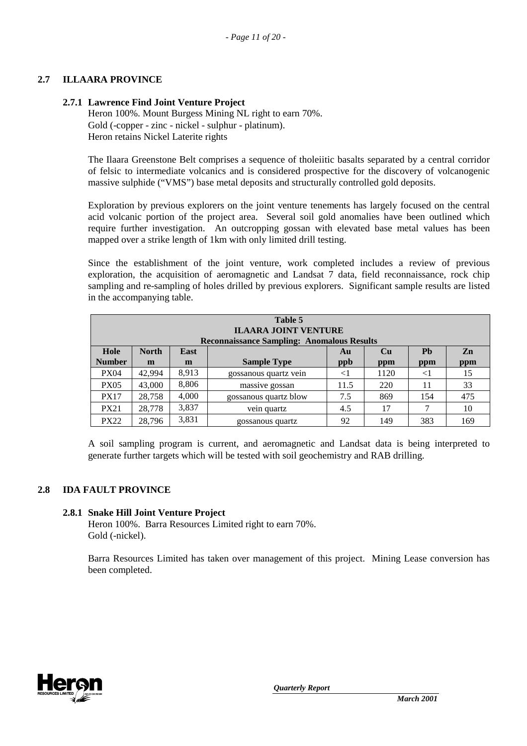## 2.7 ILLAARA PROVINCE

### 2.7.1 Lawrence Find Joint Venture Project

Heron 100%. Mount Burgess Mining NL right to earn 70%.
Gold (-copper - zinc - nickel - sulphur - platinum).
Heron retains Nickel Laterite rights

The Ilaara Greenstone Belt comprises a sequence of tholeiitic basalts separated by a central corridor of felsic to intermediate volcanics and is considered prospective for the discovery of volcanogenic massive sulphide ("VMS") base metal deposits and structurally controlled gold deposits.

Exploration by previous explorers on the joint venture tenements has largely focused on the central acid volcanic portion of the project area. Several soil gold anomalies have been outlined which require further investigation. An outcropping gossan with elevated base metal values has been mapped over a strike length of 1km with only limited drill testing.

Since the establishment of the joint venture, work completed includes a review of previous exploration, the acquisition of aeromagnetic and Landsat 7 data, field reconnaissance, rock chip sampling and re-sampling of holes drilled by previous explorers. Significant sample results are listed in the accompanying table.

**Table 5**
**ILAARA JOINT VENTURE**
**Reconnaissance Sampling: Anomalous Results**

| Hole Number | North m | East m | Sample Type | Au ppb | Cu ppm | Pb ppm | Zn ppm |
|---|---|---|---|---|---|---|---|
| PX04 | 42,994 | 8,913 | gossanous quartz vein | <1 | 1120 | <1 | 15 |
| PX05 | 43,000 | 8,806 | massive gossan | 11.5 | 220 | 11 | 33 |
| PX17 | 28,758 | 4,000 | gossanous quartz blow | 7.5 | 869 | 154 | 475 |
| PX21 | 28,778 | 3,837 | vein quartz | 4.5 | 17 | 7 | 10 |
| PX22 | 28,796 | 3,831 | gossanous quartz | 92 | 149 | 383 | 169 |

A soil sampling program is current, and aeromagnetic and Landsat data is being interpreted to generate further targets which will be tested with soil geochemistry and RAB drilling.

## 2.8 IDA FAULT PROVINCE

### 2.8.1 Snake Hill Joint Venture Project

Heron 100%. Barra Resources Limited right to earn 70%.
Gold (-nickel).

Barra Resources Limited has taken over management of this project. Mining Lease conversion has been completed.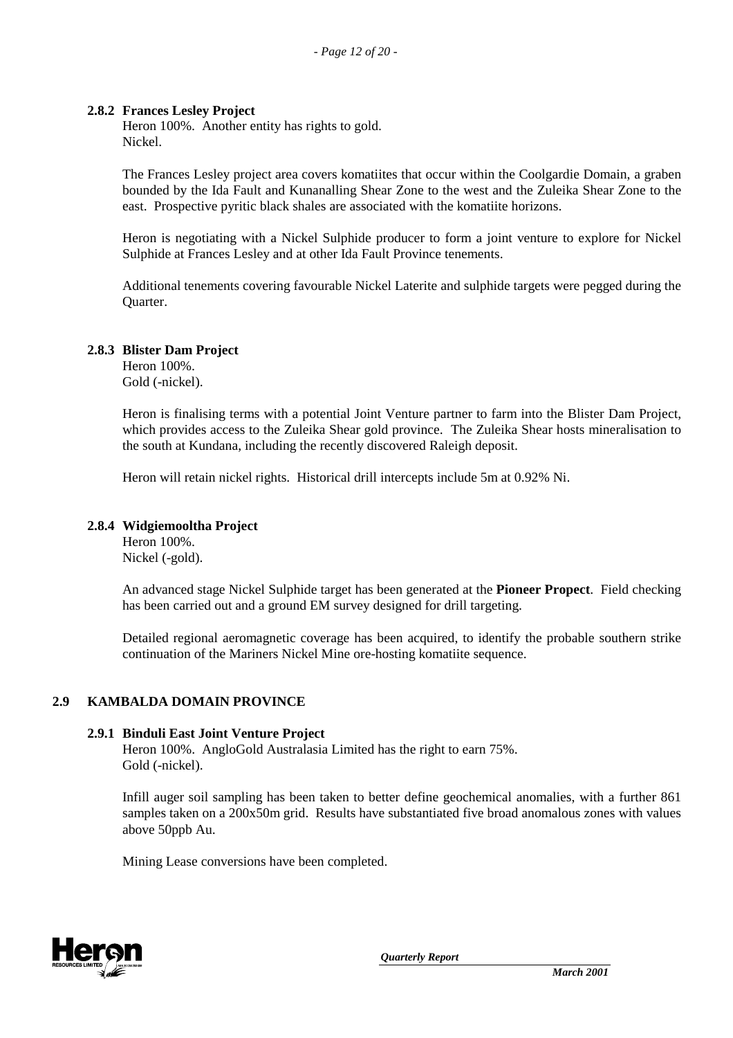### 2.8.2 Frances Lesley Project

Heron 100%. Another entity has rights to gold.
Nickel.

The Frances Lesley project area covers komatiites that occur within the Coolgardie Domain, a graben bounded by the Ida Fault and Kunanalling Shear Zone to the west and the Zuleika Shear Zone to the east. Prospective pyritic black shales are associated with the komatiite horizons.

Heron is negotiating with a Nickel Sulphide producer to form a joint venture to explore for Nickel Sulphide at Frances Lesley and at other Ida Fault Province tenements.

Additional tenements covering favourable Nickel Laterite and sulphide targets were pegged during the Quarter.

### 2.8.3 Blister Dam Project

Heron 100%.
Gold (-nickel).

Heron is finalising terms with a potential Joint Venture partner to farm into the Blister Dam Project, which provides access to the Zuleika Shear gold province. The Zuleika Shear hosts mineralisation to the south at Kundana, including the recently discovered Raleigh deposit.

Heron will retain nickel rights. Historical drill intercepts include 5m at 0.92% Ni.

### 2.8.4 Widgiemooltha Project

Heron 100%.
Nickel (-gold).

An advanced stage Nickel Sulphide target has been generated at the **Pioneer Propect**. Field checking has been carried out and a ground EM survey designed for drill targeting.

Detailed regional aeromagnetic coverage has been acquired, to identify the probable southern strike continuation of the Mariners Nickel Mine ore-hosting komatiite sequence.

## 2.9 KAMBALDA DOMAIN PROVINCE

### 2.9.1 Binduli East Joint Venture Project

Heron 100%. AngloGold Australasia Limited has the right to earn 75%.
Gold (-nickel).

Infill auger soil sampling has been taken to better define geochemical anomalies, with a further 861 samples taken on a 200x50m grid. Results have substantiated five broad anomalous zones with values above 50ppb Au.

Mining Lease conversions have been completed.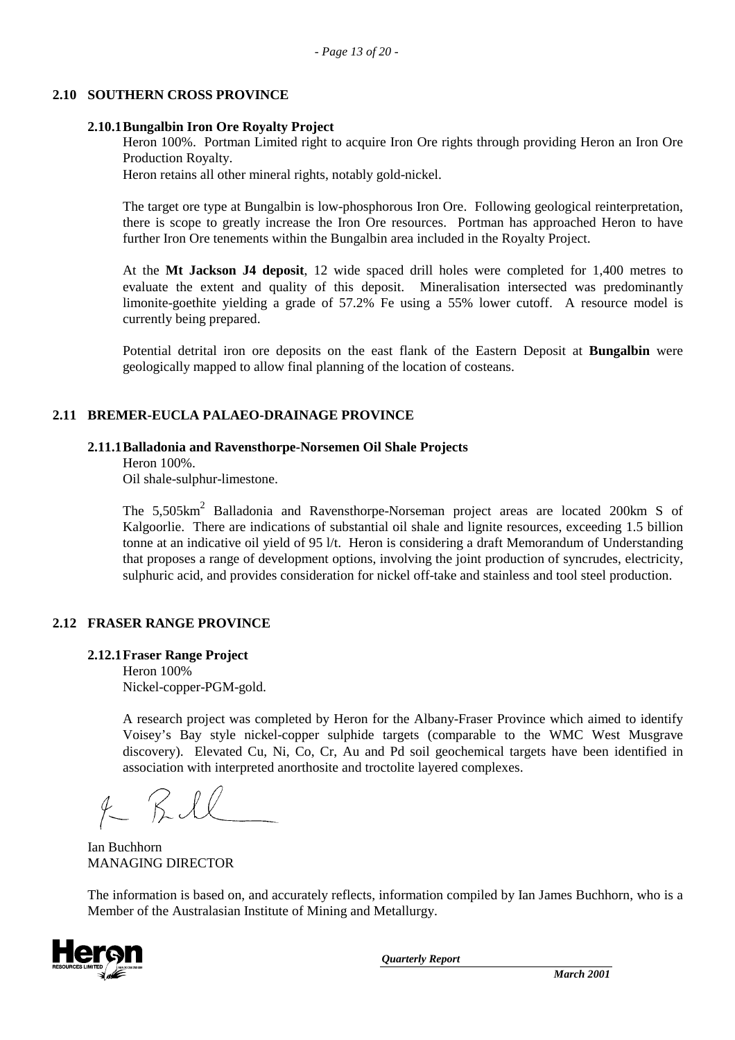## 2.10 SOUTHERN CROSS PROVINCE

### 2.10.1 Bungalbin Iron Ore Royalty Project

Heron 100%. Portman Limited right to acquire Iron Ore rights through providing Heron an Iron Ore Production Royalty.

Heron retains all other mineral rights, notably gold-nickel.

The target ore type at Bungalbin is low-phosphorous Iron Ore. Following geological reinterpretation, there is scope to greatly increase the Iron Ore resources. Portman has approached Heron to have further Iron Ore tenements within the Bungalbin area included in the Royalty Project.

At the **Mt Jackson J4 deposit**, 12 wide spaced drill holes were completed for 1,400 metres to evaluate the extent and quality of this deposit. Mineralisation intersected was predominantly limonite-goethite yielding a grade of 57.2% Fe using a 55% lower cutoff. A resource model is currently being prepared.

Potential detrital iron ore deposits on the east flank of the Eastern Deposit at **Bungalbin** were geologically mapped to allow final planning of the location of costeans.

## 2.11 BREMER-EUCLA PALAEO-DRAINAGE PROVINCE

### 2.11.1 Balladonia and Ravensthorpe-Norsemen Oil Shale Projects

Heron 100%.
Oil shale-sulphur-limestone.

The 5,505km$^2$ Balladonia and Ravensthorpe-Norseman project areas are located 200km S of Kalgoorlie. There are indications of substantial oil shale and lignite resources, exceeding 1.5 billion tonne at an indicative oil yield of 95 l/t. Heron is considering a draft Memorandum of Understanding that proposes a range of development options, involving the joint production of syncrudes, electricity, sulphuric acid, and provides consideration for nickel off-take and stainless and tool steel production.

## 2.12 FRASER RANGE PROVINCE

### 2.12.1 Fraser Range Project

Heron 100%
Nickel-copper-PGM-gold.

A research project was completed by Heron for the Albany-Fraser Province which aimed to identify Voisey's Bay style nickel-copper sulphide targets (comparable to the WMC West Musgrave discovery). Elevated Cu, Ni, Co, Cr, Au and Pd soil geochemical targets have been identified in association with interpreted anorthosite and troctolite layered complexes.

Ian Buchhorn
MANAGING DIRECTOR

The information is based on, and accurately reflects, information compiled by Ian James Buchhorn, who is a Member of the Australasian Institute of Mining and Metallurgy.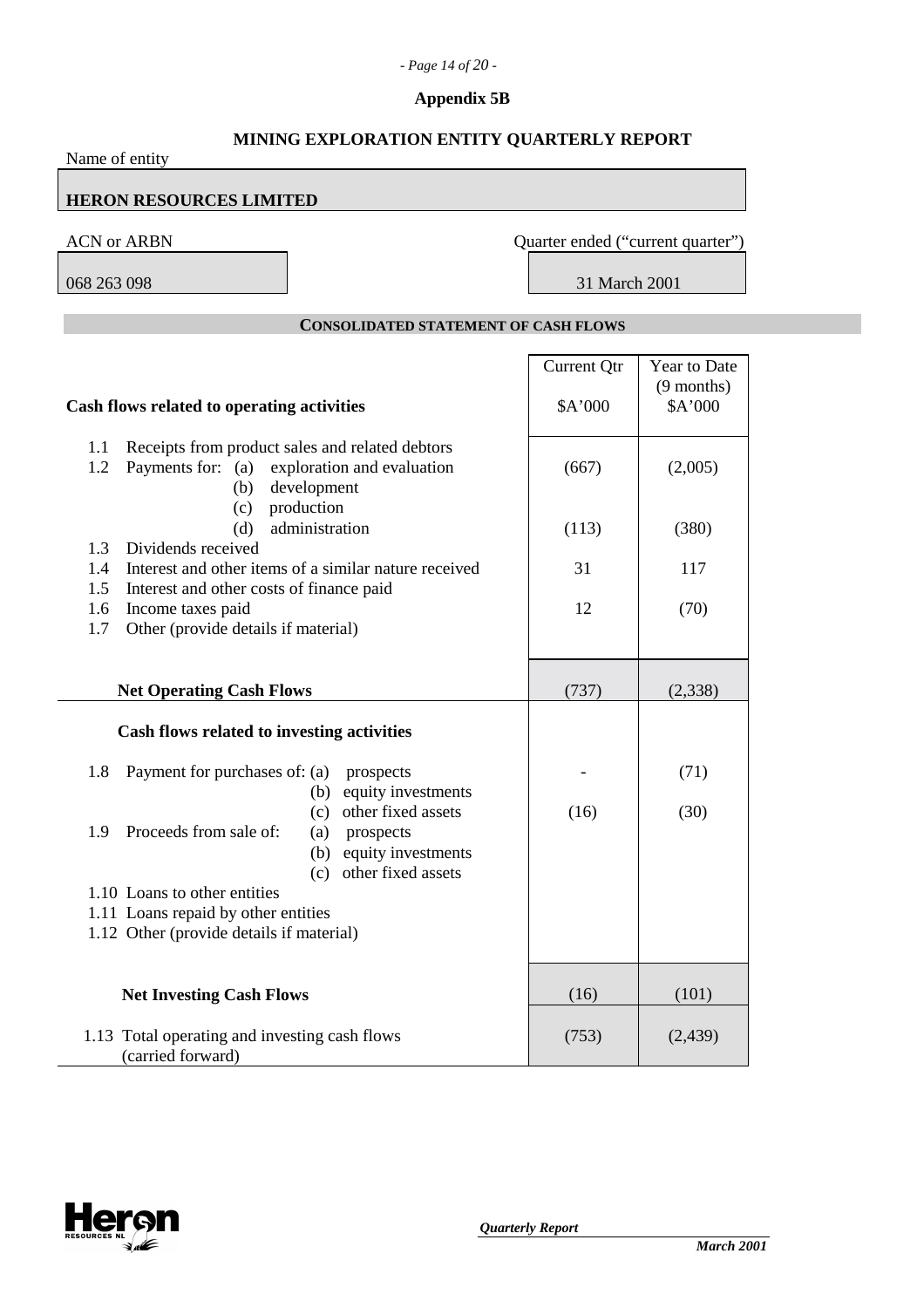## Appendix 5B

## MINING EXPLORATION ENTITY QUARTERLY REPORT

Name of entity

**HERON RESOURCES LIMITED**

| ACN or ARBN | Quarter ended ("current quarter") |
|---|---|
| 068 263 098 | 31 March 2001 |

### CONSOLIDATED STATEMENT OF CASH FLOWS

| **Cash flows related to operating activities** | Current Qtr<br>$A'000 | Year to Date (9 months)<br>$A'000 |
|---|---|---|
| 1.1 Receipts from product sales and related debtors | | |
| 1.2 Payments for: (a) exploration and evaluation | (667) | (2,005) |
| (b) development | | |
| (c) production | | |
| (d) administration | (113) | (380) |
| 1.3 Dividends received | | |
| 1.4 Interest and other items of a similar nature received | 31 | 117 |
| 1.5 Interest and other costs of finance paid | | |
| 1.6 Income taxes paid | 12 | (70) |
| 1.7 Other (provide details if material) | | |
| **Net Operating Cash Flows** | (737) | (2,338) |
| **Cash flows related to investing activities** | | |
| 1.8 Payment for purchases of: (a) prospects | - | (71) |
| (b) equity investments | | |
| (c) other fixed assets | (16) | (30) |
| 1.9 Proceeds from sale of: (a) prospects | | |
| (b) equity investments | | |
| (c) other fixed assets | | |
| 1.10 Loans to other entities | | |
| 1.11 Loans repaid by other entities | | |
| 1.12 Other (provide details if material) | | |
| **Net Investing Cash Flows** | (16) | (101) |
| 1.13 Total operating and investing cash flows (carried forward) | (753) | (2,439) |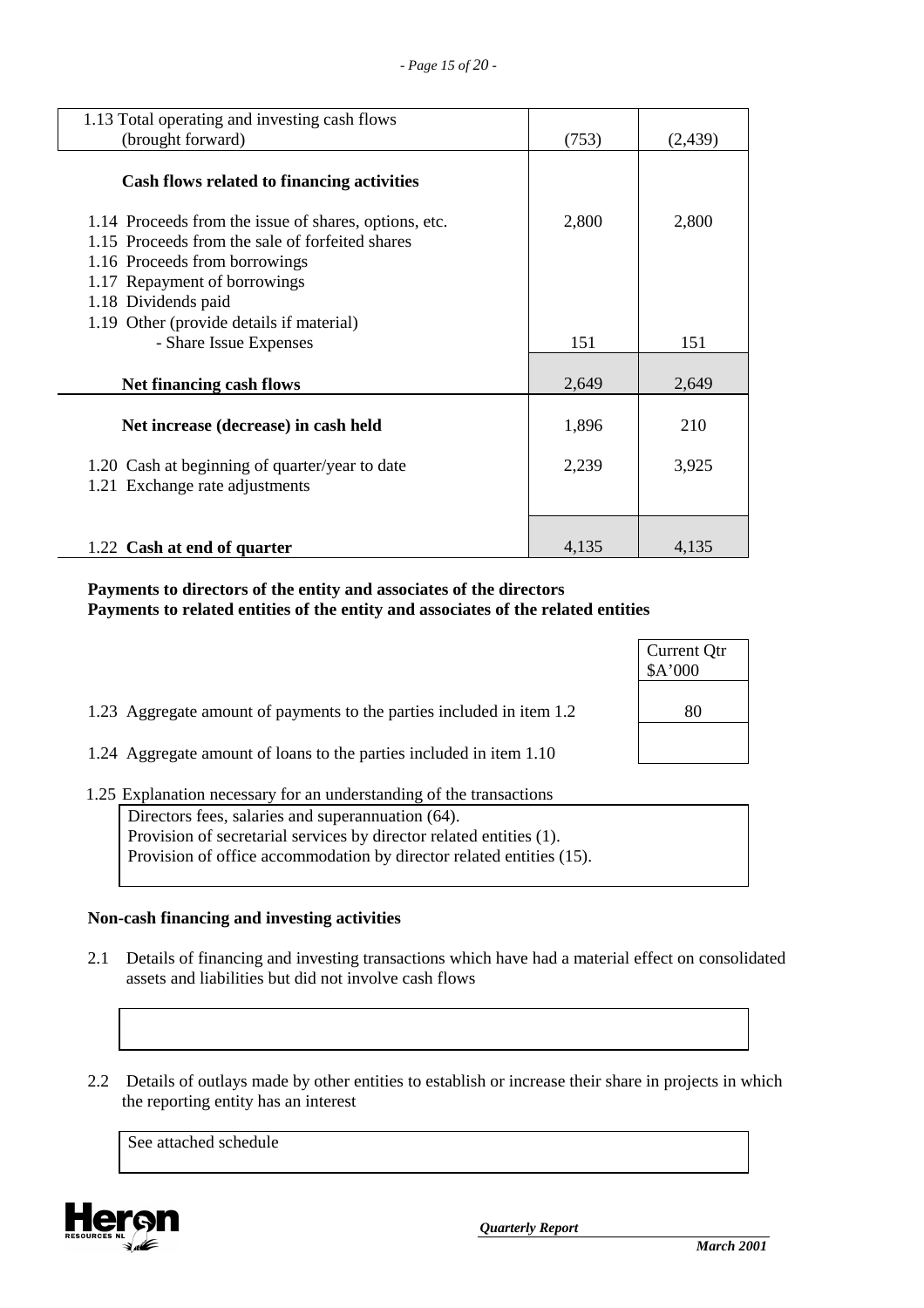| | | |
|---|---|---|
| 1.13 Total operating and investing cash flows (brought forward) | (753) | (2,439) |
| **Cash flows related to financing activities** | | |
| 1.14 Proceeds from the issue of shares, options, etc. | 2,800 | 2,800 |
| 1.15 Proceeds from the sale of forfeited shares | | |
| 1.16 Proceeds from borrowings | | |
| 1.17 Repayment of borrowings | | |
| 1.18 Dividends paid | | |
| 1.19 Other (provide details if material) | | |
| - Share Issue Expenses | 151 | 151 |
| **Net financing cash flows** | 2,649 | 2,649 |
| **Net increase (decrease) in cash held** | 1,896 | 210 |
| 1.20 Cash at beginning of quarter/year to date | 2,239 | 3,925 |
| 1.21 Exchange rate adjustments | | |
| 1.22 **Cash at end of quarter** | 4,135 | 4,135 |

**Payments to directors of the entity and associates of the directors**
**Payments to related entities of the entity and associates of the related entities**

| | Current Qtr $A'000 |
|---|---|
| 1.23 Aggregate amount of payments to the parties included in item 1.2 | 80 |
| 1.24 Aggregate amount of loans to the parties included in item 1.10 | |

1.25 Explanation necessary for an understanding of the transactions

Directors fees, salaries and superannuation (64).
Provision of secretarial services by director related entities (1).
Provision of office accommodation by director related entities (15).

**Non-cash financing and investing activities**

2.1 Details of financing and investing transactions which have had a material effect on consolidated assets and liabilities but did not involve cash flows

2.2 Details of outlays made by other entities to establish or increase their share in projects in which the reporting entity has an interest

See attached schedule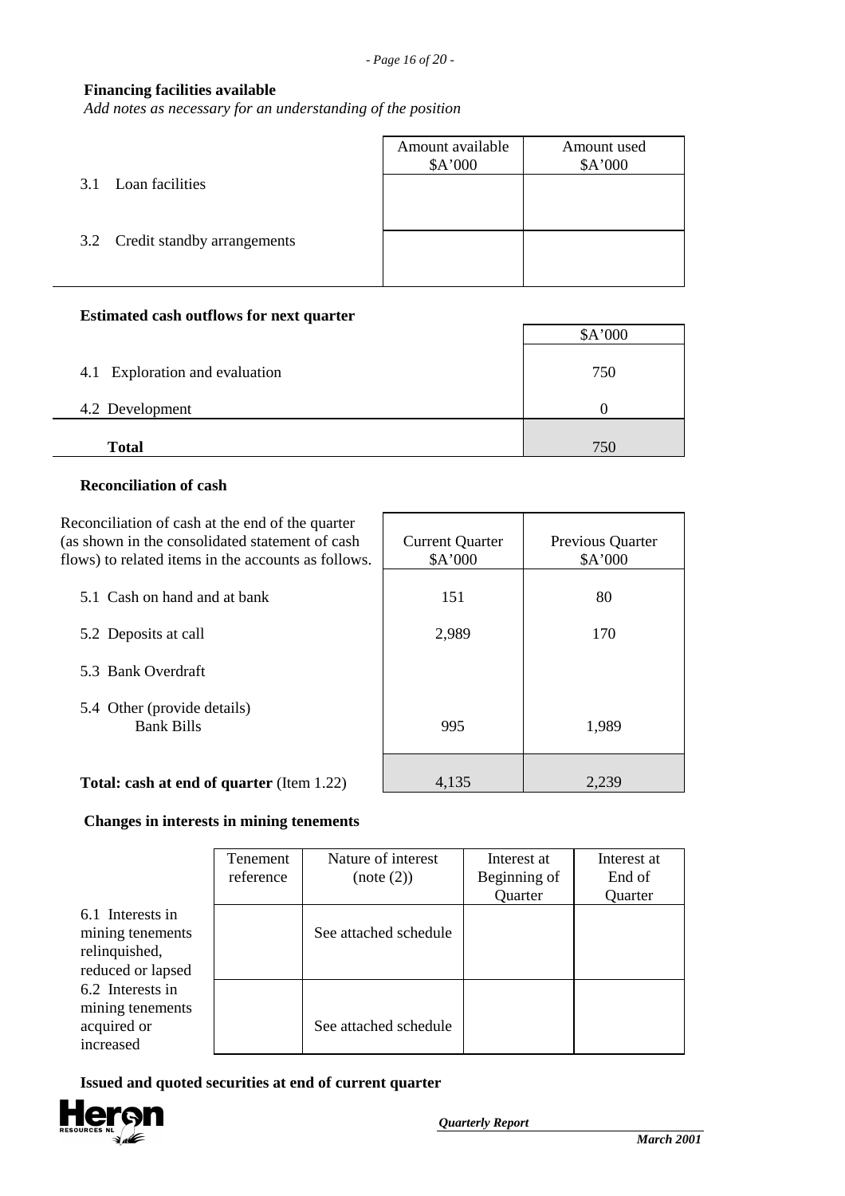**Financing facilities available**

*Add notes as necessary for an understanding of the position*

| | Amount available \$A'000 | Amount used \$A'000 |
|---|---|---|
| 3.1 Loan facilities | | |
| 3.2 Credit standby arrangements | | |

**Estimated cash outflows for next quarter**

| | \$A'000 |
|---|---|
| 4.1 Exploration and evaluation | 750 |
| 4.2 Development | 0 |
| **Total** | 750 |

**Reconciliation of cash**

| Reconciliation of cash at the end of the quarter (as shown in the consolidated statement of cash flows) to related items in the accounts as follows. | Current Quarter \$A'000 | Previous Quarter \$A'000 |
|---|---|---|
| 5.1 Cash on hand and at bank | 151 | 80 |
| 5.2 Deposits at call | 2,989 | 170 |
| 5.3 Bank Overdraft | | |
| 5.4 Other (provide details) Bank Bills | 995 | 1,989 |
| **Total: cash at end of quarter** (Item 1.22) | 4,135 | 2,239 |

**Changes in interests in mining tenements**

| | Tenement reference | Nature of interest (note (2)) | Interest at Beginning of Quarter | Interest at End of Quarter |
|---|---|---|---|---|
| 6.1 Interests in mining tenements relinquished, reduced or lapsed | | See attached schedule | | |
| 6.2 Interests in mining tenements acquired or increased | | See attached schedule | | |

**Issued and quoted securities at end of current quarter**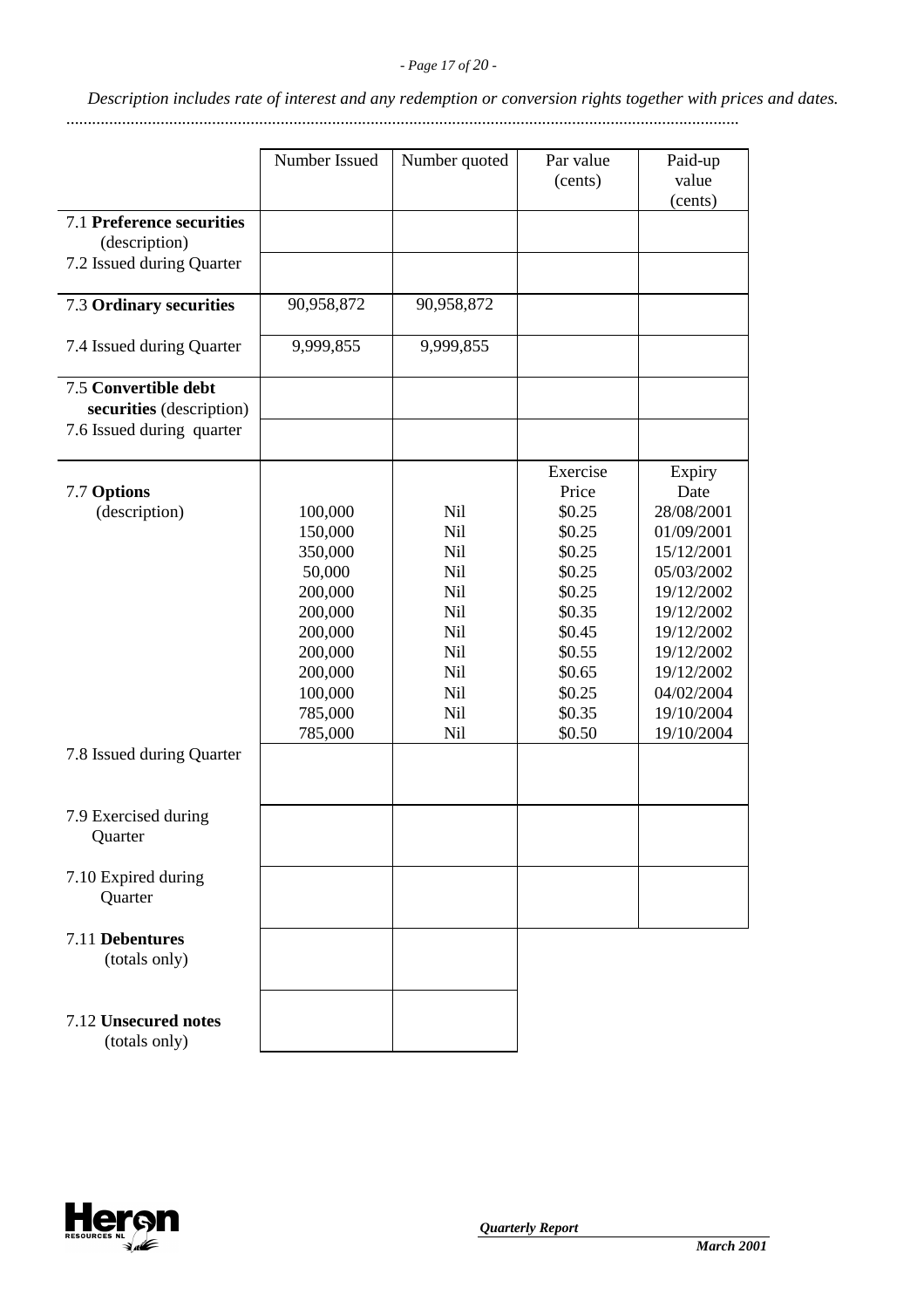*Description includes rate of interest and any redemption or conversion rights together with prices and dates.*

| | Number Issued | Number quoted | Par value (cents) | Paid-up value (cents) |
|---|---|---|---|---|
| 7.1 **Preference securities** (description) | | | | |
| 7.2 Issued during Quarter | | | | |
| 7.3 **Ordinary securities** | 90,958,872 | 90,958,872 | | |
| 7.4 Issued during Quarter | 9,999,855 | 9,999,855 | | |
| 7.5 **Convertible debt securities** (description) | | | | |
| 7.6 Issued during quarter | | | | |
| | | | Exercise Price | Expiry Date |
| 7.7 **Options** (description) | 100,000 | Nil | $0.25 | 28/08/2001 |
| | 150,000 | Nil | $0.25 | 01/09/2001 |
| | 350,000 | Nil | $0.25 | 15/12/2001 |
| | 50,000 | Nil | $0.25 | 05/03/2002 |
| | 200,000 | Nil | $0.25 | 19/12/2002 |
| | 200,000 | Nil | $0.35 | 19/12/2002 |
| | 200,000 | Nil | $0.45 | 19/12/2002 |
| | 200,000 | Nil | $0.55 | 19/12/2002 |
| | 200,000 | Nil | $0.65 | 19/12/2002 |
| | 100,000 | Nil | $0.25 | 04/02/2004 |
| | 785,000 | Nil | $0.35 | 19/10/2004 |
| | 785,000 | Nil | $0.50 | 19/10/2004 |
| 7.8 Issued during Quarter | | | | |
| 7.9 Exercised during Quarter | | | | |
| 7.10 Expired during Quarter | | | | |
| 7.11 **Debentures** (totals only) | | | | |
| 7.12 **Unsecured notes** (totals only) | | | | |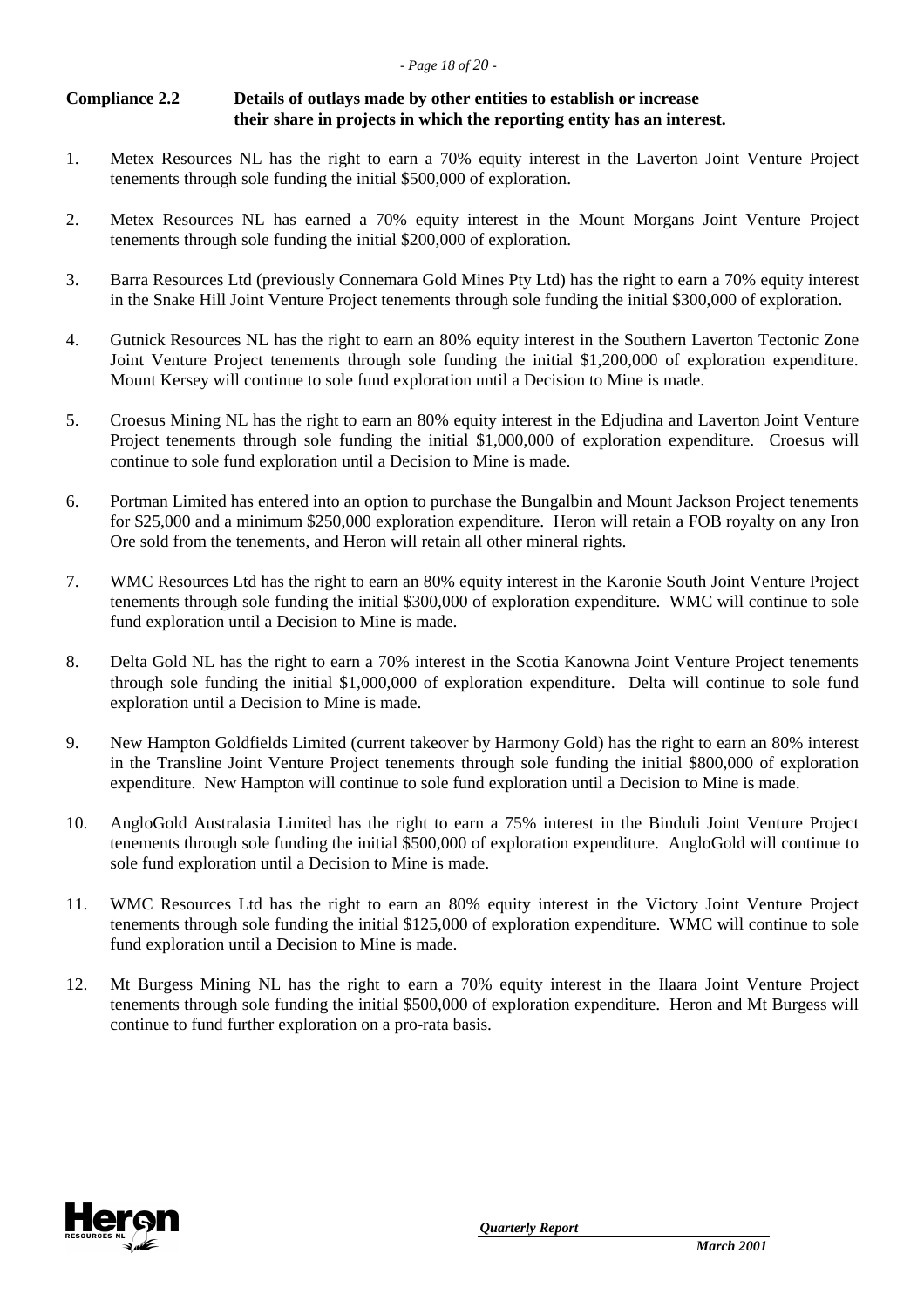**Compliance 2.2 Details of outlays made by other entities to establish or increase their share in projects in which the reporting entity has an interest.**

1. Metex Resources NL has the right to earn a 70% equity interest in the Laverton Joint Venture Project tenements through sole funding the initial $500,000 of exploration.

2. Metex Resources NL has earned a 70% equity interest in the Mount Morgans Joint Venture Project tenements through sole funding the initial $200,000 of exploration.

3. Barra Resources Ltd (previously Connemara Gold Mines Pty Ltd) has the right to earn a 70% equity interest in the Snake Hill Joint Venture Project tenements through sole funding the initial $300,000 of exploration.

4. Gutnick Resources NL has the right to earn an 80% equity interest in the Southern Laverton Tectonic Zone Joint Venture Project tenements through sole funding the initial $1,200,000 of exploration expenditure. Mount Kersey will continue to sole fund exploration until a Decision to Mine is made.

5. Croesus Mining NL has the right to earn an 80% equity interest in the Edjudina and Laverton Joint Venture Project tenements through sole funding the initial $1,000,000 of exploration expenditure. Croesus will continue to sole fund exploration until a Decision to Mine is made.

6. Portman Limited has entered into an option to purchase the Bungalbin and Mount Jackson Project tenements for $25,000 and a minimum $250,000 exploration expenditure. Heron will retain a FOB royalty on any Iron Ore sold from the tenements, and Heron will retain all other mineral rights.

7. WMC Resources Ltd has the right to earn an 80% equity interest in the Karonie South Joint Venture Project tenements through sole funding the initial $300,000 of exploration expenditure. WMC will continue to sole fund exploration until a Decision to Mine is made.

8. Delta Gold NL has the right to earn a 70% interest in the Scotia Kanowna Joint Venture Project tenements through sole funding the initial $1,000,000 of exploration expenditure. Delta will continue to sole fund exploration until a Decision to Mine is made.

9. New Hampton Goldfields Limited (current takeover by Harmony Gold) has the right to earn an 80% interest in the Transline Joint Venture Project tenements through sole funding the initial $800,000 of exploration expenditure. New Hampton will continue to sole fund exploration until a Decision to Mine is made.

10. AngloGold Australasia Limited has the right to earn a 75% interest in the Binduli Joint Venture Project tenements through sole funding the initial $500,000 of exploration expenditure. AngloGold will continue to sole fund exploration until a Decision to Mine is made.

11. WMC Resources Ltd has the right to earn an 80% equity interest in the Victory Joint Venture Project tenements through sole funding the initial $125,000 of exploration expenditure. WMC will continue to sole fund exploration until a Decision to Mine is made.

12. Mt Burgess Mining NL has the right to earn a 70% equity interest in the Ilaara Joint Venture Project tenements through sole funding the initial $500,000 of exploration expenditure. Heron and Mt Burgess will continue to fund further exploration on a pro-rata basis.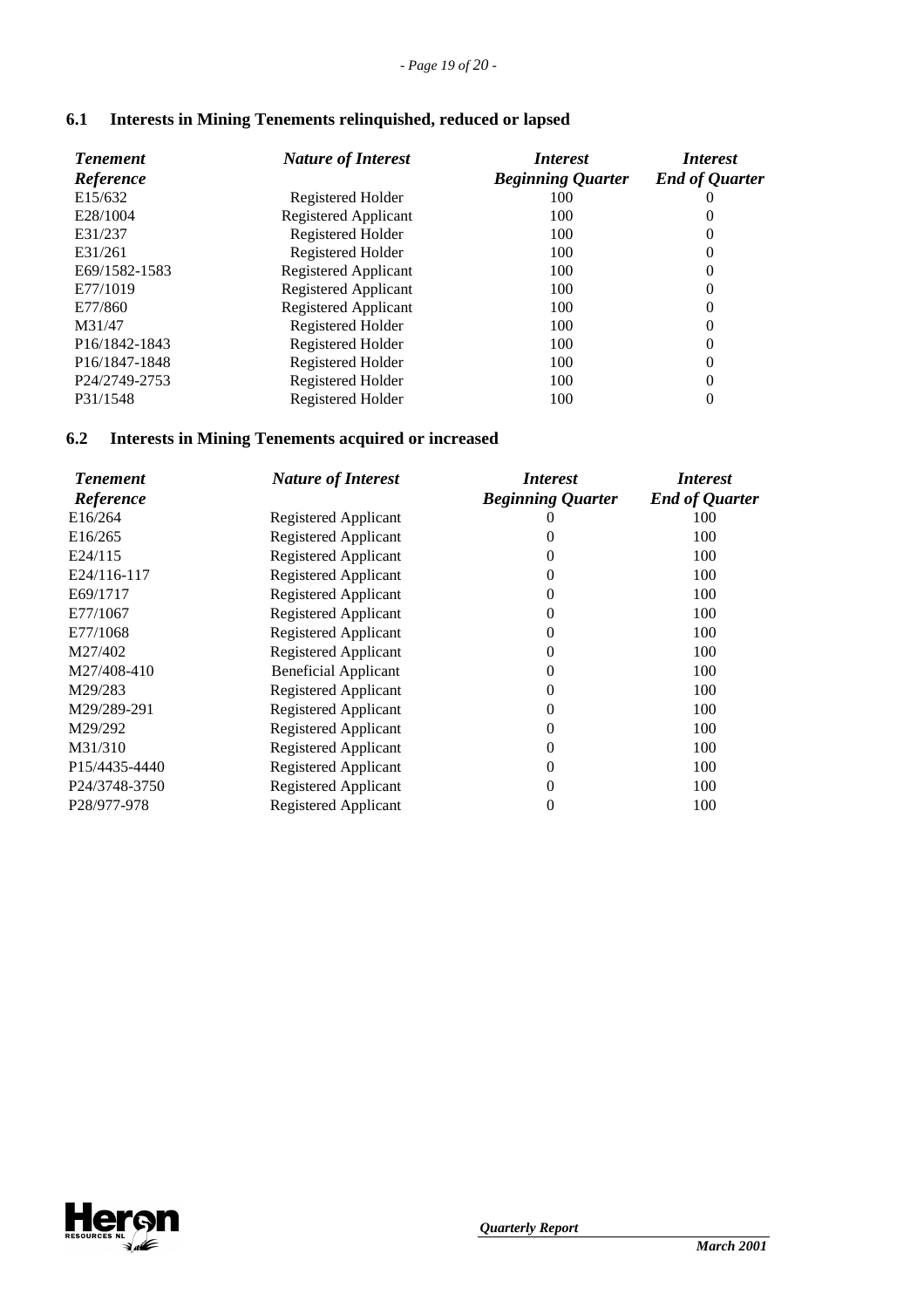## 6.1 Interests in Mining Tenements relinquished, reduced or lapsed

| *Tenement Reference* | *Nature of Interest* | *Interest Beginning Quarter* | *Interest End of Quarter* |
|---|---|---|---|
| E15/632 | Registered Holder | 100 | 0 |
| E28/1004 | Registered Applicant | 100 | 0 |
| E31/237 | Registered Holder | 100 | 0 |
| E31/261 | Registered Holder | 100 | 0 |
| E69/1582-1583 | Registered Applicant | 100 | 0 |
| E77/1019 | Registered Applicant | 100 | 0 |
| E77/860 | Registered Applicant | 100 | 0 |
| M31/47 | Registered Holder | 100 | 0 |
| P16/1842-1843 | Registered Holder | 100 | 0 |
| P16/1847-1848 | Registered Holder | 100 | 0 |
| P24/2749-2753 | Registered Holder | 100 | 0 |
| P31/1548 | Registered Holder | 100 | 0 |

## 6.2 Interests in Mining Tenements acquired or increased

| *Tenement Reference* | *Nature of Interest* | *Interest Beginning Quarter* | *Interest End of Quarter* |
|---|---|---|---|
| E16/264 | Registered Applicant | 0 | 100 |
| E16/265 | Registered Applicant | 0 | 100 |
| E24/115 | Registered Applicant | 0 | 100 |
| E24/116-117 | Registered Applicant | 0 | 100 |
| E69/1717 | Registered Applicant | 0 | 100 |
| E77/1067 | Registered Applicant | 0 | 100 |
| E77/1068 | Registered Applicant | 0 | 100 |
| M27/402 | Registered Applicant | 0 | 100 |
| M27/408-410 | Beneficial Applicant | 0 | 100 |
| M29/283 | Registered Applicant | 0 | 100 |
| M29/289-291 | Registered Applicant | 0 | 100 |
| M29/292 | Registered Applicant | 0 | 100 |
| M31/310 | Registered Applicant | 0 | 100 |
| P15/4435-4440 | Registered Applicant | 0 | 100 |
| P24/3748-3750 | Registered Applicant | 0 | 100 |
| P28/977-978 | Registered Applicant | 0 | 100 |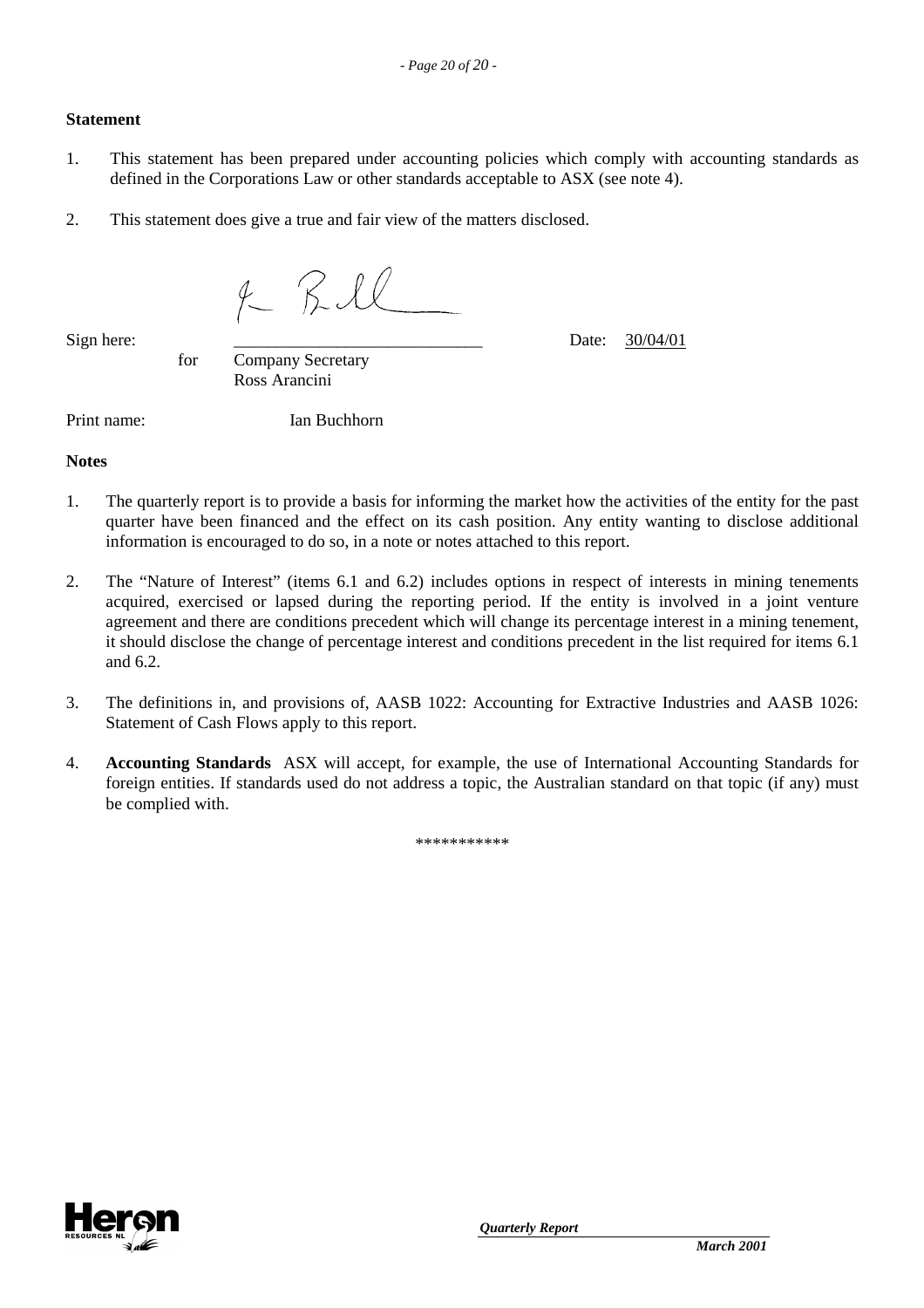**Statement**

1. This statement has been prepared under accounting policies which comply with accounting standards as defined in the Corporations Law or other standards acceptable to ASX (see note 4).

2. This statement does give a true and fair view of the matters disclosed.

Sign here: \_\_\_\_\_\_\_\_\_\_\_\_\_\_\_\_\_\_\_\_\_\_\_\_\_\_\_\_\_\_ Date: 30/04/01

for Company Secretary
Ross Arancini

Print name: Ian Buchhorn

**Notes**

1. The quarterly report is to provide a basis for informing the market how the activities of the entity for the past quarter have been financed and the effect on its cash position. Any entity wanting to disclose additional information is encouraged to do so, in a note or notes attached to this report.

2. The "Nature of Interest" (items 6.1 and 6.2) includes options in respect of interests in mining tenements acquired, exercised or lapsed during the reporting period. If the entity is involved in a joint venture agreement and there are conditions precedent which will change its percentage interest in a mining tenement, it should disclose the change of percentage interest and conditions precedent in the list required for items 6.1 and 6.2.

3. The definitions in, and provisions of, AASB 1022: Accounting for Extractive Industries and AASB 1026: Statement of Cash Flows apply to this report.

4. **Accounting Standards** ASX will accept, for example, the use of International Accounting Standards for foreign entities. If standards used do not address a topic, the Australian standard on that topic (if any) must be complied with.

\*\*\*\*\*\*\*\*\*\*\*